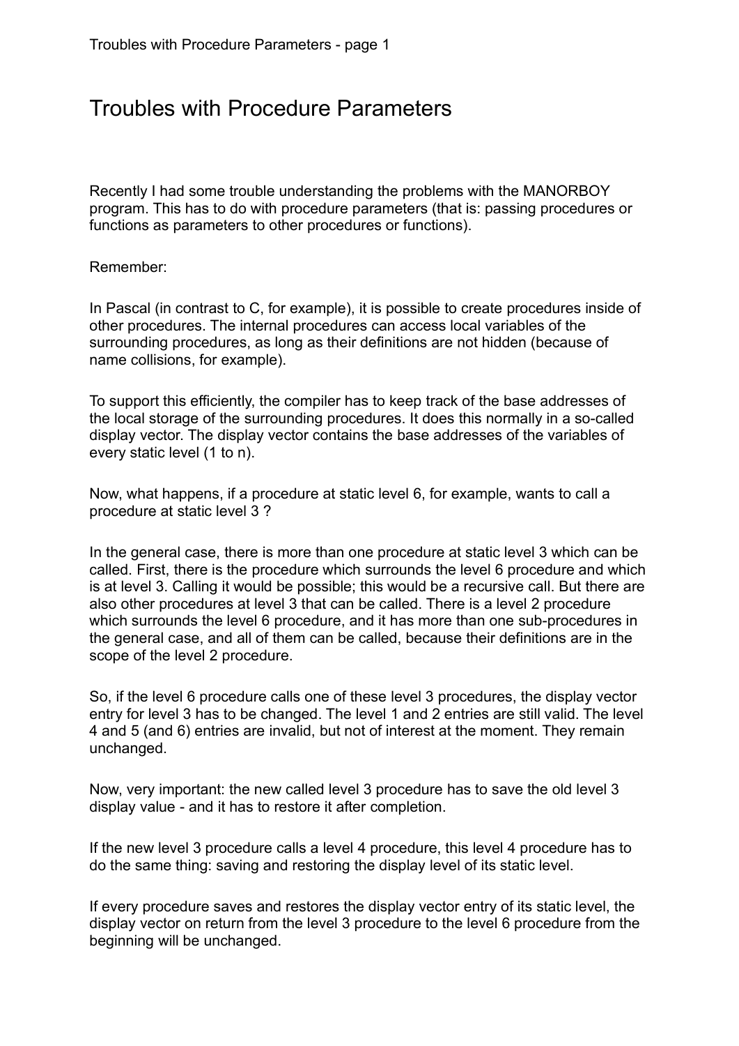# Troubles with Procedure Parameters

Recently I had some trouble understanding the problems with the MANORBOY program. This has to do with procedure parameters (that is: passing procedures or functions as parameters to other procedures or functions).

Remember:

In Pascal (in contrast to C, for example), it is possible to create procedures inside of other procedures. The internal procedures can access local variables of the surrounding procedures, as long as their definitions are not hidden (because of name collisions, for example).

To support this efficiently, the compiler has to keep track of the base addresses of the local storage of the surrounding procedures. It does this normally in a so-called display vector. The display vector contains the base addresses of the variables of every static level (1 to n).

Now, what happens, if a procedure at static level 6, for example, wants to call a procedure at static level 3 ?

In the general case, there is more than one procedure at static level 3 which can be called. First, there is the procedure which surrounds the level 6 procedure and which is at level 3. Calling it would be possible; this would be a recursive call. But there are also other procedures at level 3 that can be called. There is a level 2 procedure which surrounds the level 6 procedure, and it has more than one sub-procedures in the general case, and all of them can be called, because their definitions are in the scope of the level 2 procedure.

So, if the level 6 procedure calls one of these level 3 procedures, the display vector entry for level 3 has to be changed. The level 1 and 2 entries are still valid. The level 4 and 5 (and 6) entries are invalid, but not of interest at the moment. They remain unchanged.

Now, very important: the new called level 3 procedure has to save the old level 3 display value - and it has to restore it after completion.

If the new level 3 procedure calls a level 4 procedure, this level 4 procedure has to do the same thing: saving and restoring the display level of its static level.

If every procedure saves and restores the display vector entry of its static level, the display vector on return from the level 3 procedure to the level 6 procedure from the beginning will be unchanged.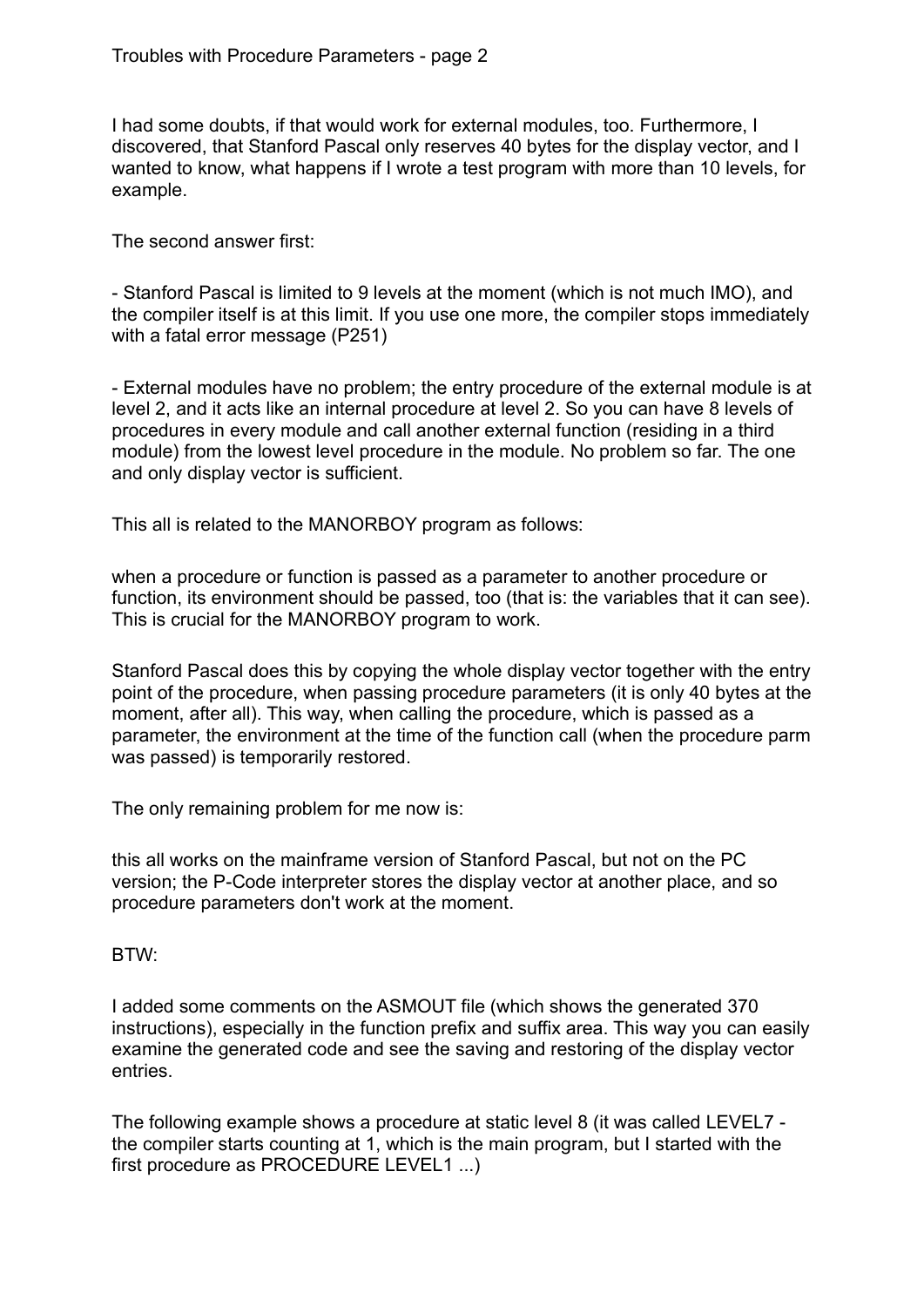I had some doubts, if that would work for external modules, too. Furthermore, I discovered, that Stanford Pascal only reserves 40 bytes for the display vector, and I wanted to know, what happens if I wrote a test program with more than 10 levels, for example.

The second answer first:

- Stanford Pascal is limited to 9 levels at the moment (which is not much IMO), and the compiler itself is at this limit. If you use one more, the compiler stops immediately with a fatal error message (P251)

- External modules have no problem; the entry procedure of the external module is at level 2, and it acts like an internal procedure at level 2. So you can have 8 levels of procedures in every module and call another external function (residing in a third module) from the lowest level procedure in the module. No problem so far. The one and only display vector is sufficient.

This all is related to the MANORBOY program as follows:

when a procedure or function is passed as a parameter to another procedure or function, its environment should be passed, too (that is: the variables that it can see). This is crucial for the MANORBOY program to work.

Stanford Pascal does this by copying the whole display vector together with the entry point of the procedure, when passing procedure parameters (it is only 40 bytes at the moment, after all). This way, when calling the procedure, which is passed as a parameter, the environment at the time of the function call (when the procedure parm was passed) is temporarily restored.

The only remaining problem for me now is:

this all works on the mainframe version of Stanford Pascal, but not on the PC version; the P-Code interpreter stores the display vector at another place, and so procedure parameters don't work at the moment.

BTW:

I added some comments on the ASMOUT file (which shows the generated 370 instructions), especially in the function prefix and suffix area. This way you can easily examine the generated code and see the saving and restoring of the display vector entries.

The following example shows a procedure at static level 8 (it was called LEVEL7 - the compiler starts counting at 1, which is the main program, but I started with the first procedure as PROCEDURE LEVEL1 ...)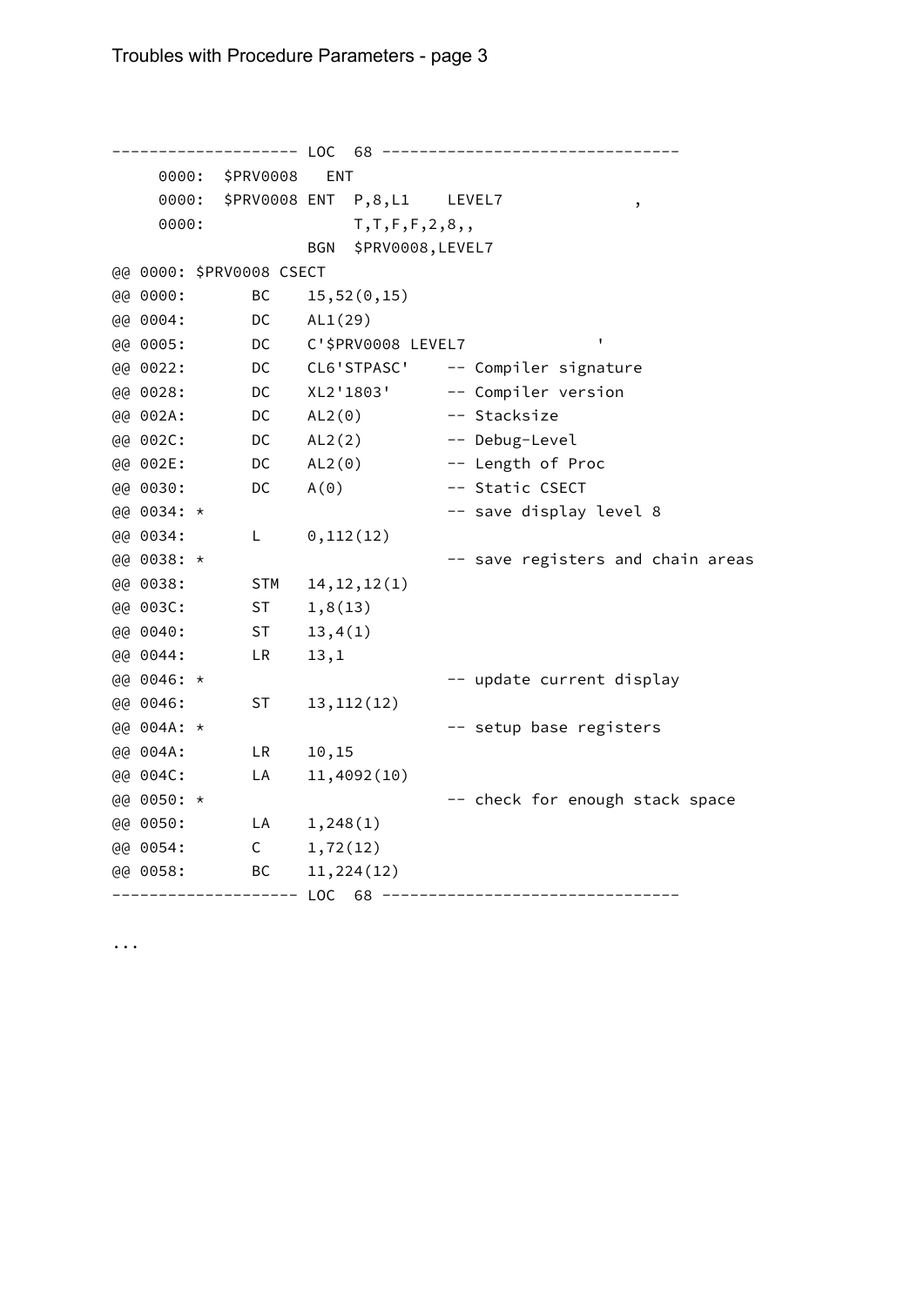```
-------------------- LOC  68 -------------------------------
     0000:  $PRV0008   ENT
     0000:  $PRV0008 ENT  P,8,L1    LEVEL7              ,
     0000:                T,T,F,F,2,8,,
                     BGN  $PRV0008,LEVEL7
@@ 0000: $PRV0008 CSECT
@@ 0000:       BC    15,52(0,15)
@@ 0004:       DC    AL1(29)
@@ 0005:       DC    C'$PRV0008 LEVEL7              '
@@ 0022:       DC    CL6'STPASC'    -- Compiler signature
@@ 0028:       DC    XL2'1803'      -- Compiler version
@@ 002A:       DC    AL2(0)         -- Stacksize
@@ 002C:       DC    AL2(2)         -- Debug-Level
@@ 002E:       DC    AL2(0)         -- Length of Proc
@@ 0030:       DC    A(0)           -- Static CSECT
@@ 0034: *                          -- save display level 8
@@ 0034:       L     0,112(12)
@@ 0038: *                          -- save registers and chain areas
@@ 0038:       STM   14,12,12(1)
@@ 003C:       ST    1,8(13)
@@ 0040:       ST    13,4(1)
@@ 0044:       LR    13,1
@@ 0046: *                          -- update current display
@@ 0046:       ST    13,112(12)
@@ 004A: *                          -- setup base registers
@@ 004A:       LR    10,15
@@ 004C:       LA    11,4092(10)
@@ 0050: *                          -- check for enough stack space
@@ 0050:       LA    1,248(1)
@@ 0054:       C     1,72(12)
@@ 0058:       BC    11,224(12)
-------------------- LOC  68 -------------------------------
```

...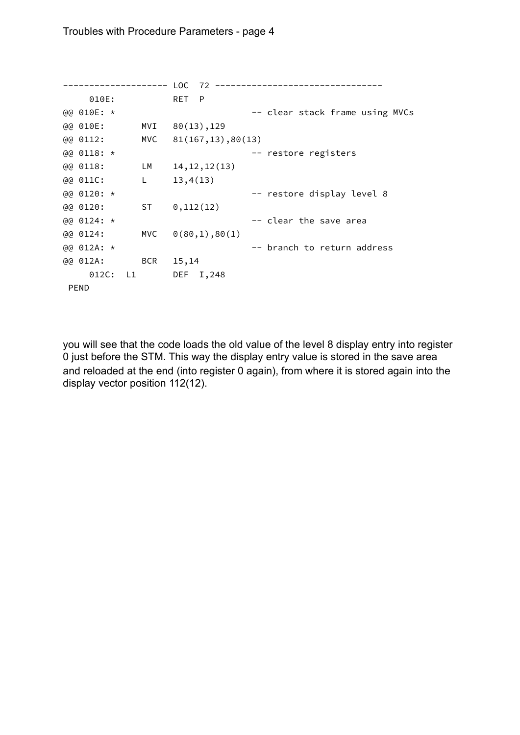```
-------------------- LOC  72 -------------------------------
     010E:           RET  P
@@ 010E: *                         -- clear stack frame using MVCs
@@ 010E:       MVI   80(13),129
@@ 0112:       MVC   81(167,13),80(13)
@@ 0118: *                         -- restore registers
@@ 0118:       LM    14,12,12(13)
@@ 011C:       L     13,4(13)
@@ 0120: *                         -- restore display level 8
@@ 0120:       ST    0,112(12)
@@ 0124: *                         -- clear the save area
@@ 0124:       MVC   0(80,1),80(1)
@@ 012A: *                         -- branch to return address
@@ 012A:       BCR   15,14
     012C:  L1       DEF  I,248
 PEND
```

you will see that the code loads the old value of the level 8 display entry into register 0 just before the STM. This way the display entry value is stored in the save area and reloaded at the end (into register 0 again), from where it is stored again into the display vector position 112(12).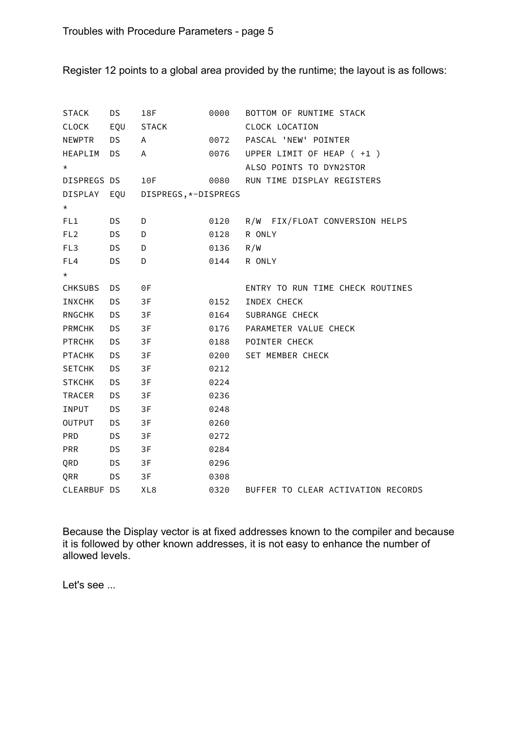Register 12 points to a global area provided by the runtime; the layout is as follows:

```
STACK    DS    18F          0000   BOTTOM OF RUNTIME STACK
CLOCK    EQU   STACK               CLOCK LOCATION
NEWPTR   DS    A            0072   PASCAL 'NEW' POINTER
HEAPLIM  DS    A            0076   UPPER LIMIT OF HEAP ( +1 )
*                                  ALSO POINTS TO DYN2STOR
DISPREGS DS    10F          0080   RUN TIME DISPLAY REGISTERS
DISPLAY  EQU   DISPREGS,*-DISPREGS
*
FL1      DS    D            0120   R/W  FIX/FLOAT CONVERSION HELPS
FL2      DS    D            0128   R ONLY
FL3      DS    D            0136   R/W
FL4      DS    D            0144   R ONLY
*
CHKSUBS  DS    0F                  ENTRY TO RUN TIME CHECK ROUTINES
INXCHK   DS    3F           0152   INDEX CHECK
RNGCHK   DS    3F           0164   SUBRANGE CHECK
PRMCHK   DS    3F           0176   PARAMETER VALUE CHECK
PTRCHK   DS    3F           0188   POINTER CHECK
PTACHK   DS    3F           0200   SET MEMBER CHECK
SETCHK   DS    3F           0212
STKCHK   DS    3F           0224
TRACER   DS    3F           0236
INPUT    DS    3F           0248
OUTPUT   DS    3F           0260
PRD      DS    3F           0272
PRR      DS    3F           0284
QRD      DS    3F           0296
QRR      DS    3F           0308
CLEARBUF DS    XL8          0320   BUFFER TO CLEAR ACTIVATION RECORDS
```

Because the Display vector is at fixed addresses known to the compiler and because it is followed by other known addresses, it is not easy to enhance the number of allowed levels.

Let's see ...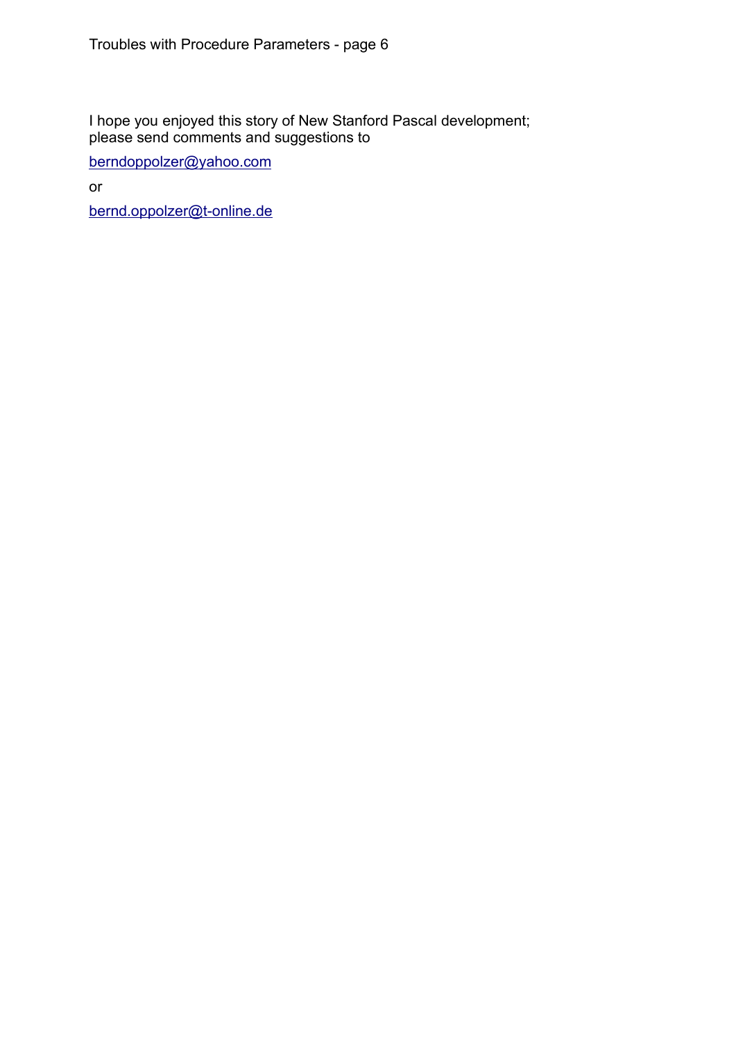I hope you enjoyed this story of New Stanford Pascal development; please send comments and suggestions to

berndoppolzer@yahoo.com

or

bernd.oppolzer@t-online.de